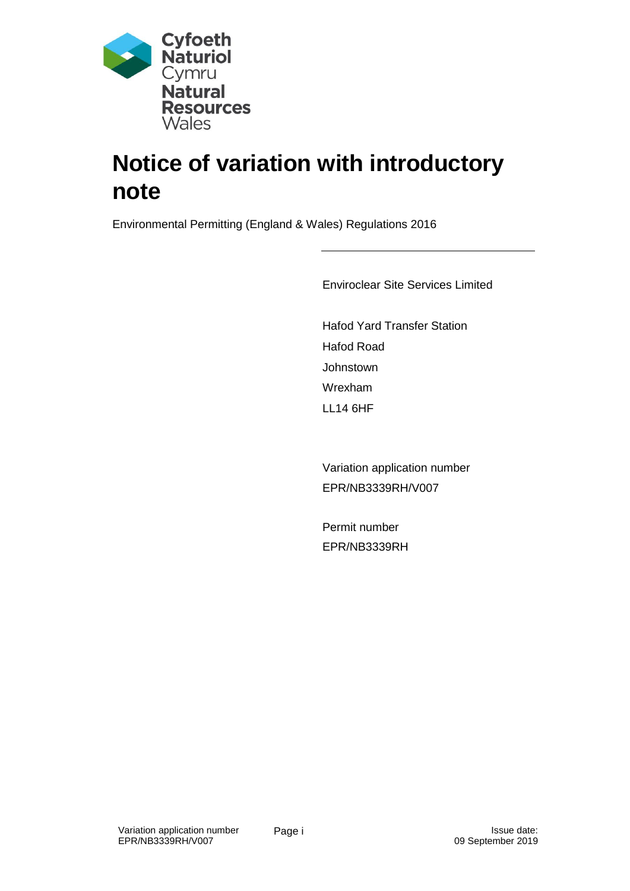Cyfoeth Naturiol Cymru
Natural Resources Wales

# Notice of variation with introductory note

Environmental Permitting (England & Wales) Regulations 2016

---

Enviroclear Site Services Limited

Hafod Yard Transfer Station
Hafod Road
Johnstown
Wrexham
LL14 6HF

Variation application number
EPR/NB3339RH/V007

Permit number
EPR/NB3339RH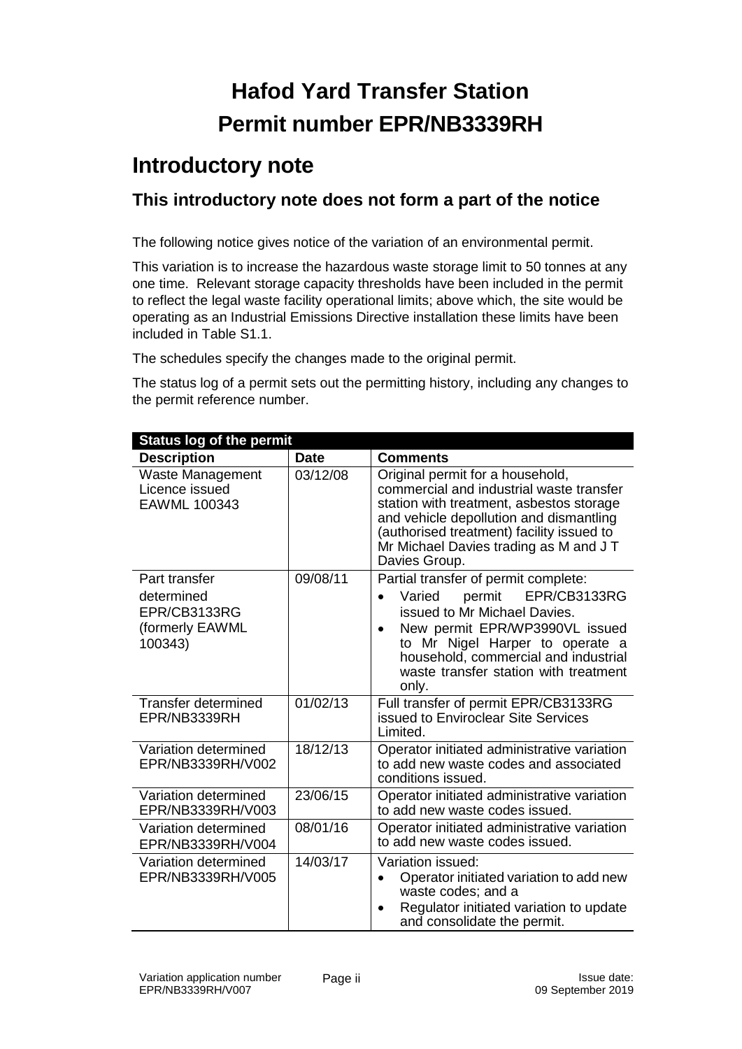# Hafod Yard Transfer Station
# Permit number EPR/NB3339RH

## Introductory note

### This introductory note does not form a part of the notice

The following notice gives notice of the variation of an environmental permit.

This variation is to increase the hazardous waste storage limit to 50 tonnes at any one time. Relevant storage capacity thresholds have been included in the permit to reflect the legal waste facility operational limits; above which, the site would be operating as an Industrial Emissions Directive installation these limits have been included in Table S1.1.

The schedules specify the changes made to the original permit.

The status log of a permit sets out the permitting history, including any changes to the permit reference number.

| Status log of the permit | | |
|---|---|---|
| **Description** | **Date** | **Comments** |
| Waste Management Licence issued EAWML 100343 | 03/12/08 | Original permit for a household, commercial and industrial waste transfer station with treatment, asbestos storage and vehicle depollution and dismantling (authorised treatment) facility issued to Mr Michael Davies trading as M and J T Davies Group. |
| Part transfer determined EPR/CB3133RG (formerly EAWML 100343) | 09/08/11 | Partial transfer of permit complete:<br>• Varied permit EPR/CB3133RG issued to Mr Michael Davies.<br>• New permit EPR/WP3990VL issued to Mr Nigel Harper to operate a household, commercial and industrial waste transfer station with treatment only. |
| Transfer determined EPR/NB3339RH | 01/02/13 | Full transfer of permit EPR/CB3133RG issued to Enviroclear Site Services Limited. |
| Variation determined EPR/NB3339RH/V002 | 18/12/13 | Operator initiated administrative variation to add new waste codes and associated conditions issued. |
| Variation determined EPR/NB3339RH/V003 | 23/06/15 | Operator initiated administrative variation to add new waste codes issued. |
| Variation determined EPR/NB3339RH/V004 | 08/01/16 | Operator initiated administrative variation to add new waste codes issued. |
| Variation determined EPR/NB3339RH/V005 | 14/03/17 | Variation issued:<br>• Operator initiated variation to add new waste codes; and a<br>• Regulator initiated variation to update and consolidate the permit. |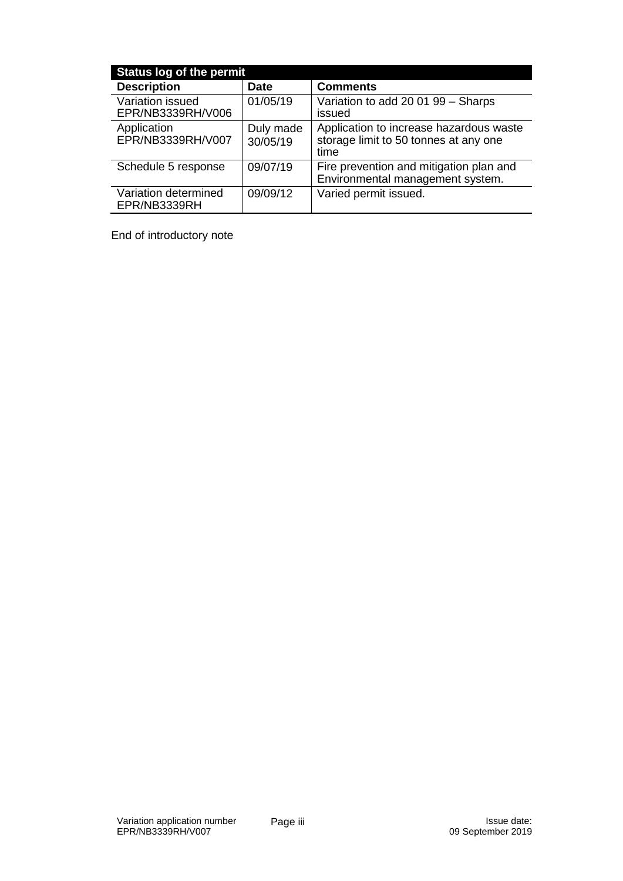| Status log of the permit | | |
|---|---|---|
| **Description** | **Date** | **Comments** |
| Variation issued EPR/NB3339RH/V006 | 01/05/19 | Variation to add 20 01 99 – Sharps issued |
| Application EPR/NB3339RH/V007 | Duly made 30/05/19 | Application to increase hazardous waste storage limit to 50 tonnes at any one time |
| Schedule 5 response | 09/07/19 | Fire prevention and mitigation plan and Environmental management system. |
| Variation determined EPR/NB3339RH | 09/09/12 | Varied permit issued. |

End of introductory note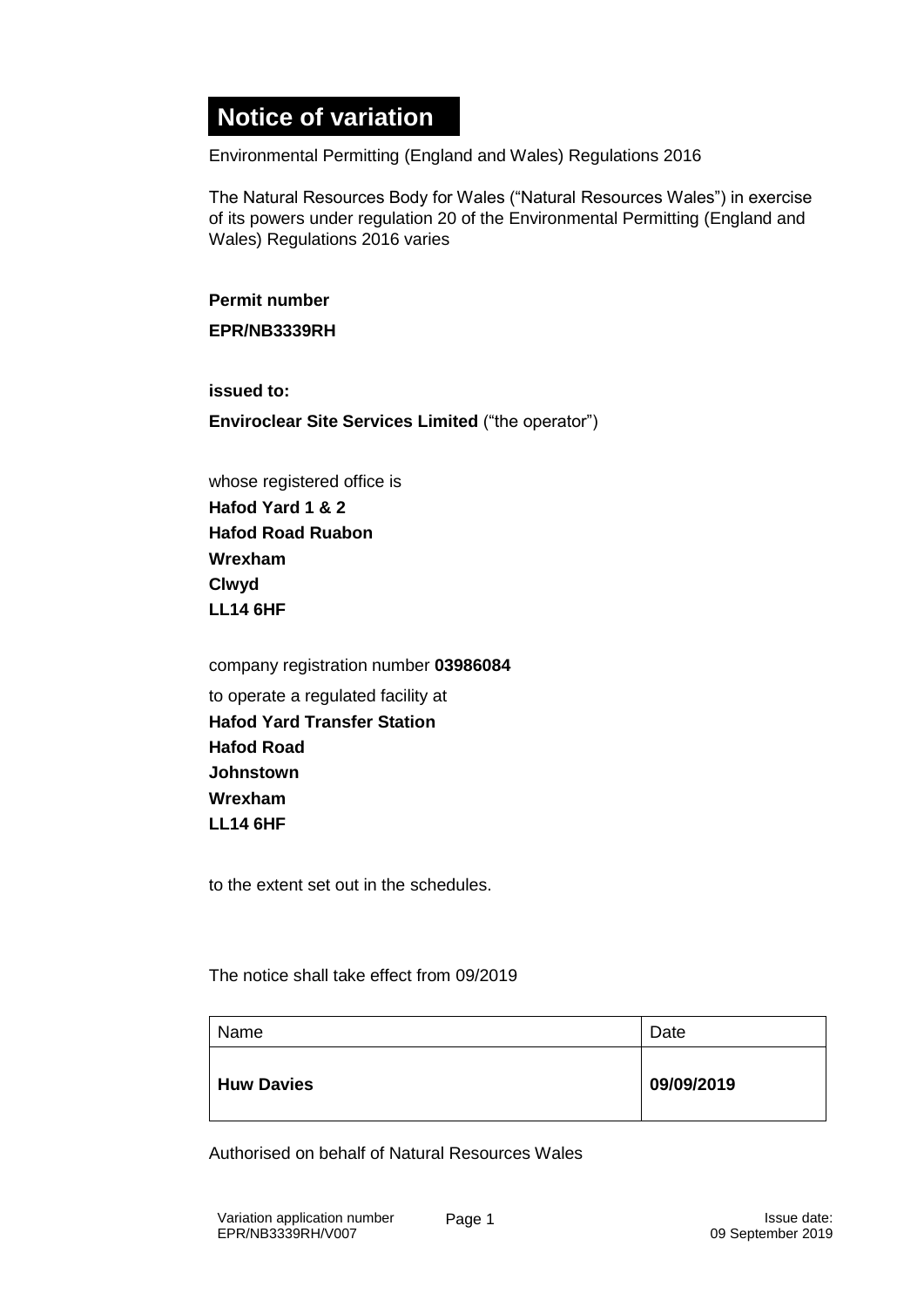# Notice of variation

Environmental Permitting (England and Wales) Regulations 2016

The Natural Resources Body for Wales ("Natural Resources Wales") in exercise of its powers under regulation 20 of the Environmental Permitting (England and Wales) Regulations 2016 varies

**Permit number**

**EPR/NB3339RH**

**issued to:**

**Enviroclear Site Services Limited** ("the operator")

whose registered office is

**Hafod Yard 1 & 2**
**Hafod Road Ruabon**
**Wrexham**
**Clwyd**
**LL14 6HF**

company registration number **03986084**

to operate a regulated facility at

**Hafod Yard Transfer Station**
**Hafod Road**
**Johnstown**
**Wrexham**
**LL14 6HF**

to the extent set out in the schedules.

The notice shall take effect from 09/2019

| Name | Date |
|---|---|
| **Huw Davies** | **09/09/2019** |

Authorised on behalf of Natural Resources Wales

Variation application number EPR/NB3339RH/V007

Issue date: 09 September 2019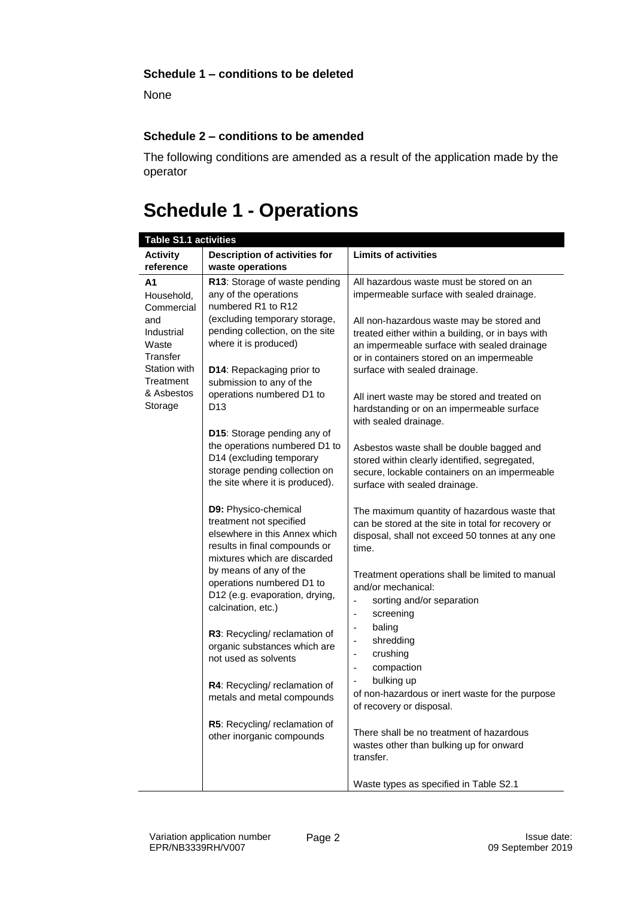**Schedule 1 – conditions to be deleted**

None

**Schedule 2 – conditions to be amended**

The following conditions are amended as a result of the application made by the operator

# Schedule 1 - Operations

| Table S1.1 activities | | |
|---|---|---|
| **Activity reference** | **Description of activities for waste operations** | **Limits of activities** |
| **A1** Household, Commercial and Industrial Waste Transfer Station with Treatment & Asbestos Storage | **R13**: Storage of waste pending any of the operations numbered R1 to R12 (excluding temporary storage, pending collection, on the site where it is produced)<br><br>**D14**: Repackaging prior to submission to any of the operations numbered D1 to D13<br><br>**D15**: Storage pending any of the operations numbered D1 to D14 (excluding temporary storage pending collection on the site where it is produced).<br><br>**D9:** Physico-chemical treatment not specified elsewhere in this Annex which results in final compounds or mixtures which are discarded by means of any of the operations numbered D1 to D12 (e.g. evaporation, drying, calcination, etc.)<br><br>**R3**: Recycling/ reclamation of organic substances which are not used as solvents<br><br>**R4**: Recycling/ reclamation of metals and metal compounds<br><br>**R5**: Recycling/ reclamation of other inorganic compounds | All hazardous waste must be stored on an impermeable surface with sealed drainage.<br><br>All non-hazardous waste may be stored and treated either within a building, or in bays with an impermeable surface with sealed drainage or in containers stored on an impermeable surface with sealed drainage.<br><br>All inert waste may be stored and treated on hardstanding or on an impermeable surface with sealed drainage.<br><br>Asbestos waste shall be double bagged and stored within clearly identified, segregated, secure, lockable containers on an impermeable surface with sealed drainage.<br><br>The maximum quantity of hazardous waste that can be stored at the site in total for recovery or disposal, shall not exceed 50 tonnes at any one time.<br><br>Treatment operations shall be limited to manual and/or mechanical:<br>- sorting and/or separation<br>- screening<br>- baling<br>- shredding<br>- crushing<br>- compaction<br>- bulking up<br>of non-hazardous or inert waste for the purpose of recovery or disposal.<br><br>There shall be no treatment of hazardous wastes other than bulking up for onward transfer.<br><br>Waste types as specified in Table S2.1 |

Variation application number EPR/NB3339RH/V007

Issue date: 09 September 2019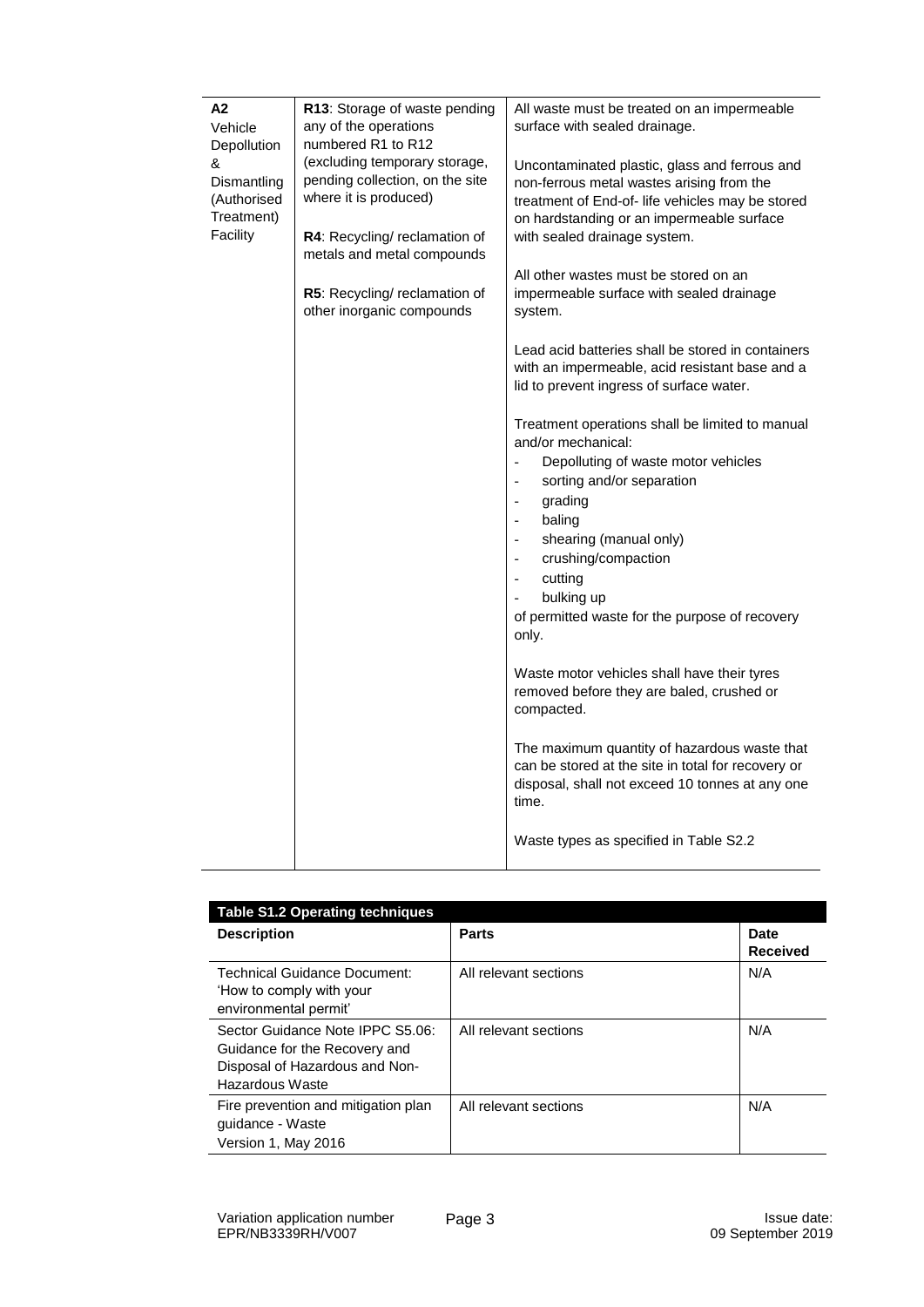| | | |
|---|---|---|
| **A2** Vehicle Depollution & Dismantling (Authorised Treatment) Facility | **R13**: Storage of waste pending any of the operations numbered R1 to R12 (excluding temporary storage, pending collection, on the site where it is produced)<br><br>**R4**: Recycling/ reclamation of metals and metal compounds<br><br>**R5**: Recycling/ reclamation of other inorganic compounds | All waste must be treated on an impermeable surface with sealed drainage.<br><br>Uncontaminated plastic, glass and ferrous and non-ferrous metal wastes arising from the treatment of End-of- life vehicles may be stored on hardstanding or an impermeable surface with sealed drainage system.<br><br>All other wastes must be stored on an impermeable surface with sealed drainage system.<br><br>Lead acid batteries shall be stored in containers with an impermeable, acid resistant base and a lid to prevent ingress of surface water.<br><br>Treatment operations shall be limited to manual and/or mechanical:<br>- Depolluting of waste motor vehicles<br>- sorting and/or separation<br>- grading<br>- baling<br>- shearing (manual only)<br>- crushing/compaction<br>- cutting<br>- bulking up<br>of permitted waste for the purpose of recovery only.<br><br>Waste motor vehicles shall have their tyres removed before they are baled, crushed or compacted.<br><br>The maximum quantity of hazardous waste that can be stored at the site in total for recovery or disposal, shall not exceed 10 tonnes at any one time.<br><br>Waste types as specified in Table S2.2 |

**Table S1.2 Operating techniques**

| Description | Parts | Date Received |
|---|---|---|
| Technical Guidance Document: 'How to comply with your environmental permit' | All relevant sections | N/A |
| Sector Guidance Note IPPC S5.06: Guidance for the Recovery and Disposal of Hazardous and Non-Hazardous Waste | All relevant sections | N/A |
| Fire prevention and mitigation plan guidance - Waste Version 1, May 2016 | All relevant sections | N/A |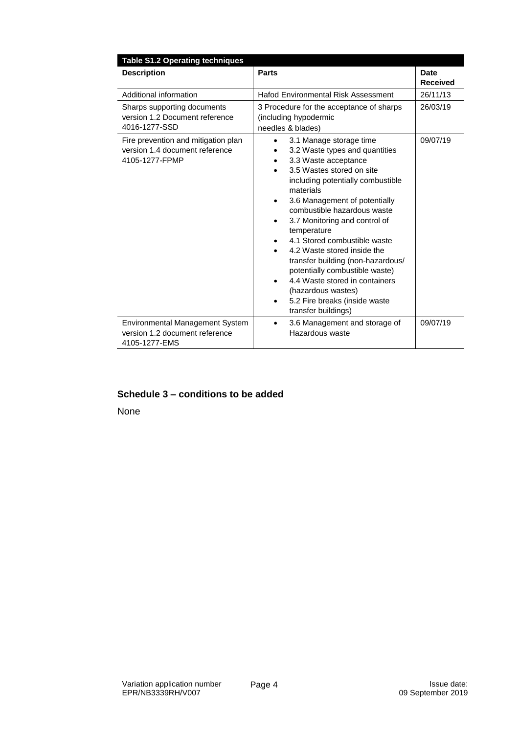| Table S1.2 Operating techniques | | |
|---|---|---|
| **Description** | **Parts** | **Date Received** |
| Additional information | Hafod Environmental Risk Assessment | 26/11/13 |
| Sharps supporting documents version 1.2 Document reference 4016-1277-SSD | 3 Procedure for the acceptance of sharps (including hypodermic needles & blades) | 26/03/19 |
| Fire prevention and mitigation plan version 1.4 document reference 4105-1277-FPMP | • 3.1 Manage storage time<br>• 3.2 Waste types and quantities<br>• 3.3 Waste acceptance<br>• 3.5 Wastes stored on site including potentially combustible materials<br>• 3.6 Management of potentially combustible hazardous waste<br>• 3.7 Monitoring and control of temperature<br>• 4.1 Stored combustible waste<br>• 4.2 Waste stored inside the transfer building (non-hazardous/ potentially combustible waste)<br>• 4.4 Waste stored in containers (hazardous wastes)<br>• 5.2 Fire breaks (inside waste transfer buildings) | 09/07/19 |
| Environmental Management System version 1.2 document reference 4105-1277-EMS | • 3.6 Management and storage of Hazardous waste | 09/07/19 |

## Schedule 3 – conditions to be added

None